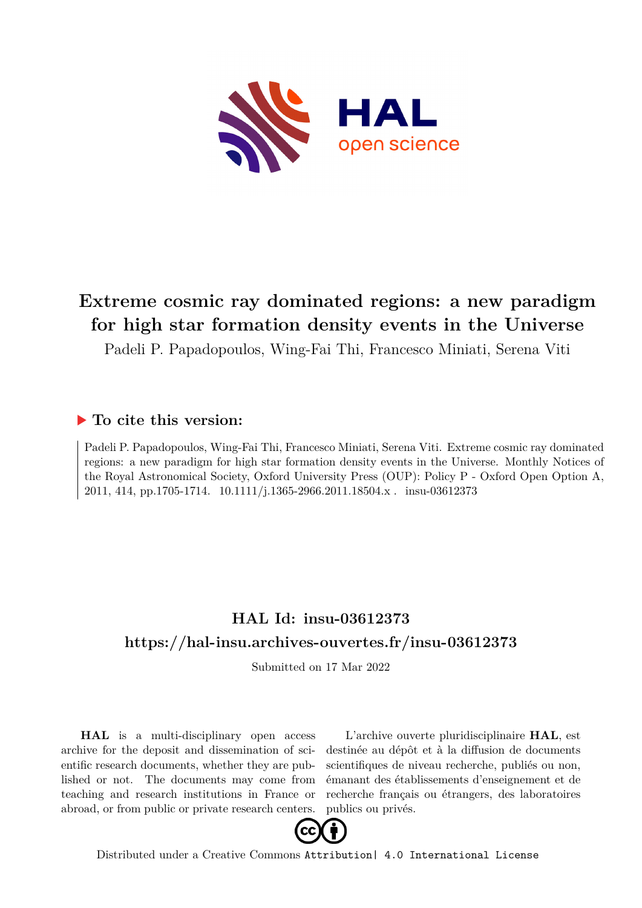# Extreme cosmic ray dominated regions: a new paradigm for high star formation density events in the Universe

Padeli P. Papadopoulos, Wing-Fai Thi, Francesco Miniati, Serena Viti

## ▶ To cite this version:

Padeli P. Papadopoulos, Wing-Fai Thi, Francesco Miniati, Serena Viti. Extreme cosmic ray dominated regions: a new paradigm for high star formation density events in the Universe. Monthly Notices of the Royal Astronomical Society, Oxford University Press (OUP): Policy P - Oxford Open Option A, 2011, 414, pp.1705-1714. 10.1111/j.1365-2966.2011.18504.x . insu-03612373

## HAL Id: insu-03612373

## https://hal-insu.archives-ouvertes.fr/insu-03612373

Submitted on 17 Mar 2022

**HAL** is a multi-disciplinary open access archive for the deposit and dissemination of scientific research documents, whether they are published or not. The documents may come from teaching and research institutions in France or abroad, or from public or private research centers.

L'archive ouverte pluridisciplinaire **HAL**, est destinée au dépôt et à la diffusion de documents scientifiques de niveau recherche, publiés ou non, émanant des établissements d'enseignement et de recherche français ou étrangers, des laboratoires publics ou privés.

Distributed under a Creative Commons Attribution| 4.0 International License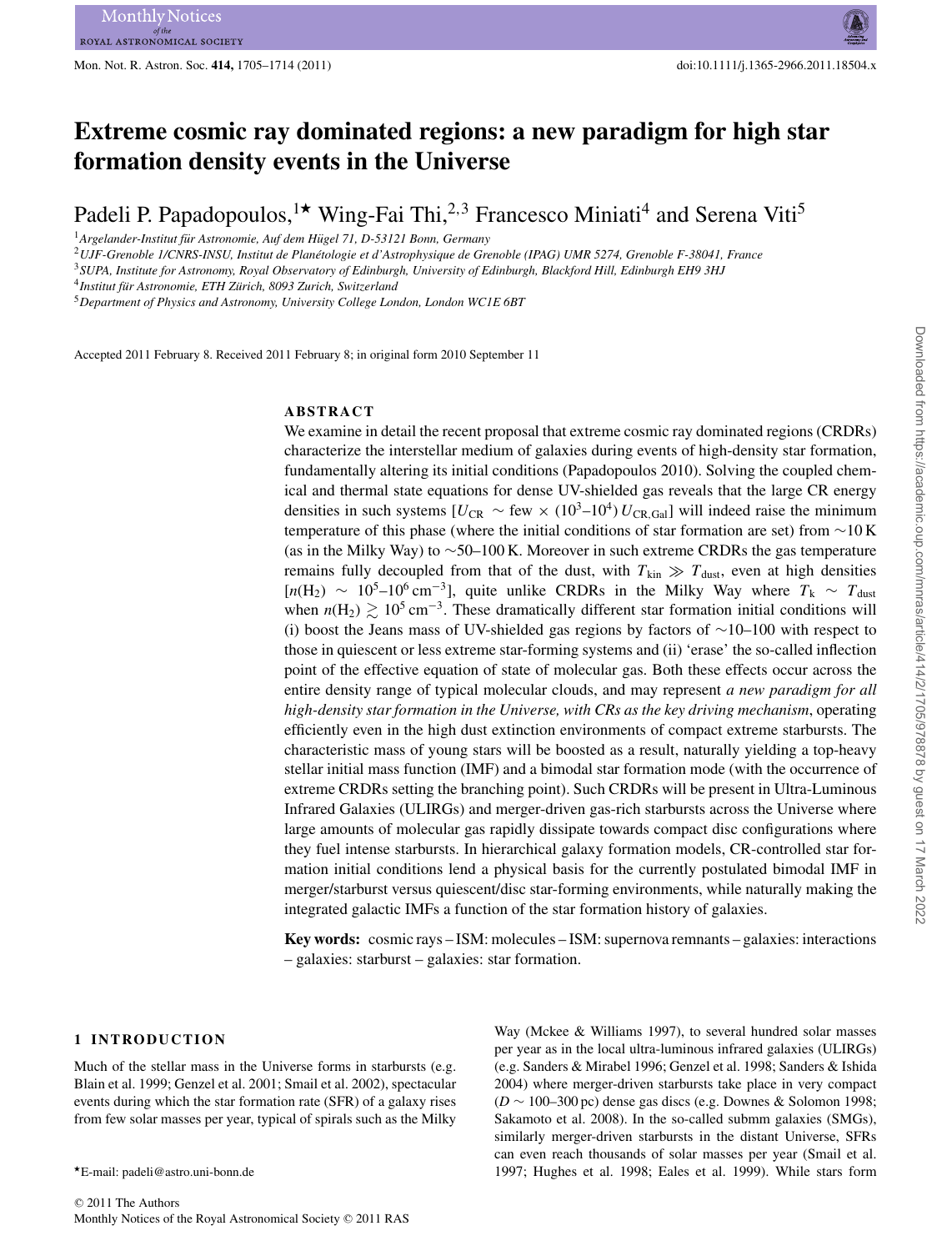# Extreme cosmic ray dominated regions: a new paradigm for high star formation density events in the Universe

Padeli P. Papadopoulos,[1★] Wing-Fai Thi,[2,3] Francesco Miniati[4] and Serena Viti[5]

[1]*Argelander-Institut für Astronomie, Auf dem Hügel 71, D-53121 Bonn, Germany*
[2]*UJF-Grenoble 1/CNRS-INSU, Institut de Planétologie et d'Astrophysique de Grenoble (IPAG) UMR 5274, Grenoble F-38041, France*
[3]*SUPA, Institute for Astronomy, Royal Observatory of Edinburgh, University of Edinburgh, Blackford Hill, Edinburgh EH9 3HJ*
[4]*Institut für Astronomie, ETH Zürich, 8093 Zurich, Switzerland*
[5]*Department of Physics and Astronomy, University College London, London WC1E 6BT*

Accepted 2011 February 8. Received 2011 February 8; in original form 2010 September 11

## ABSTRACT

We examine in detail the recent proposal that extreme cosmic ray dominated regions (CRDRs) characterize the interstellar medium of galaxies during events of high-density star formation, fundamentally altering its initial conditions (Papadopoulos 2010). Solving the coupled chemical and thermal state equations for dense UV-shielded gas reveals that the large CR energy densities in such systems [$U_{\rm CR} \sim$ few $\times$ ($10^3$–$10^4$) $U_{\rm CR,Gal}$] will indeed raise the minimum temperature of this phase (where the initial conditions of star formation are set) from ~10 K (as in the Milky Way) to ~50–100 K. Moreover in such extreme CRDRs the gas temperature remains fully decoupled from that of the dust, with $T_{\rm kin} \gg T_{\rm dust}$, even at high densities [$n({\rm H_2}) \sim 10^5$–$10^6\,{\rm cm^{-3}}$], quite unlike CRDRs in the Milky Way where $T_{\rm k} \sim T_{\rm dust}$ when $n({\rm H_2}) \gtrsim 10^5\,{\rm cm^{-3}}$. These dramatically different star formation initial conditions will (i) boost the Jeans mass of UV-shielded gas regions by factors of ~10–100 with respect to those in quiescent or less extreme star-forming systems and (ii) 'erase' the so-called inflection point of the effective equation of state of molecular gas. Both these effects occur across the entire density range of typical molecular clouds, and may represent *a new paradigm for all high-density star formation in the Universe, with CRs as the key driving mechanism*, operating efficiently even in the high dust extinction environments of compact extreme starbursts. The characteristic mass of young stars will be boosted as a result, naturally yielding a top-heavy stellar initial mass function (IMF) and a bimodal star formation mode (with the occurrence of extreme CRDRs setting the branching point). Such CRDRs will be present in Ultra-Luminous Infrared Galaxies (ULIRGs) and merger-driven gas-rich starbursts across the Universe where large amounts of molecular gas rapidly dissipate towards compact disc configurations where they fuel intense starbursts. In hierarchical galaxy formation models, CR-controlled star formation initial conditions lend a physical basis for the currently postulated bimodal IMF in merger/starburst versus quiescent/disc star-forming environments, while naturally making the integrated galactic IMFs a function of the star formation history of galaxies.

**Key words:** cosmic rays – ISM: molecules – ISM: supernova remnants – galaxies: interactions – galaxies: starburst – galaxies: star formation.

## 1 INTRODUCTION

Much of the stellar mass in the Universe forms in starbursts (e.g. Blain et al. 1999; Genzel et al. 2001; Smail et al. 2002), spectacular events during which the star formation rate (SFR) of a galaxy rises from few solar masses per year, typical of spirals such as the Milky Way (Mckee & Williams 1997), to several hundred solar masses per year as in the local ultra-luminous infrared galaxies (ULIRGs) (e.g. Sanders & Mirabel 1996; Genzel et al. 1998; Sanders & Ishida 2004) where merger-driven starbursts take place in very compact ($D \sim 100$–300 pc) dense gas discs (e.g. Downes & Solomon 1998; Sakamoto et al. 2008). In the so-called submm galaxies (SMGs), similarly merger-driven starbursts in the distant Universe, SFRs can even reach thousands of solar masses per year (Smail et al. 1997; Hughes et al. 1998; Eales et al. 1999). While stars form

★E-mail: padeli@astro.uni-bonn.de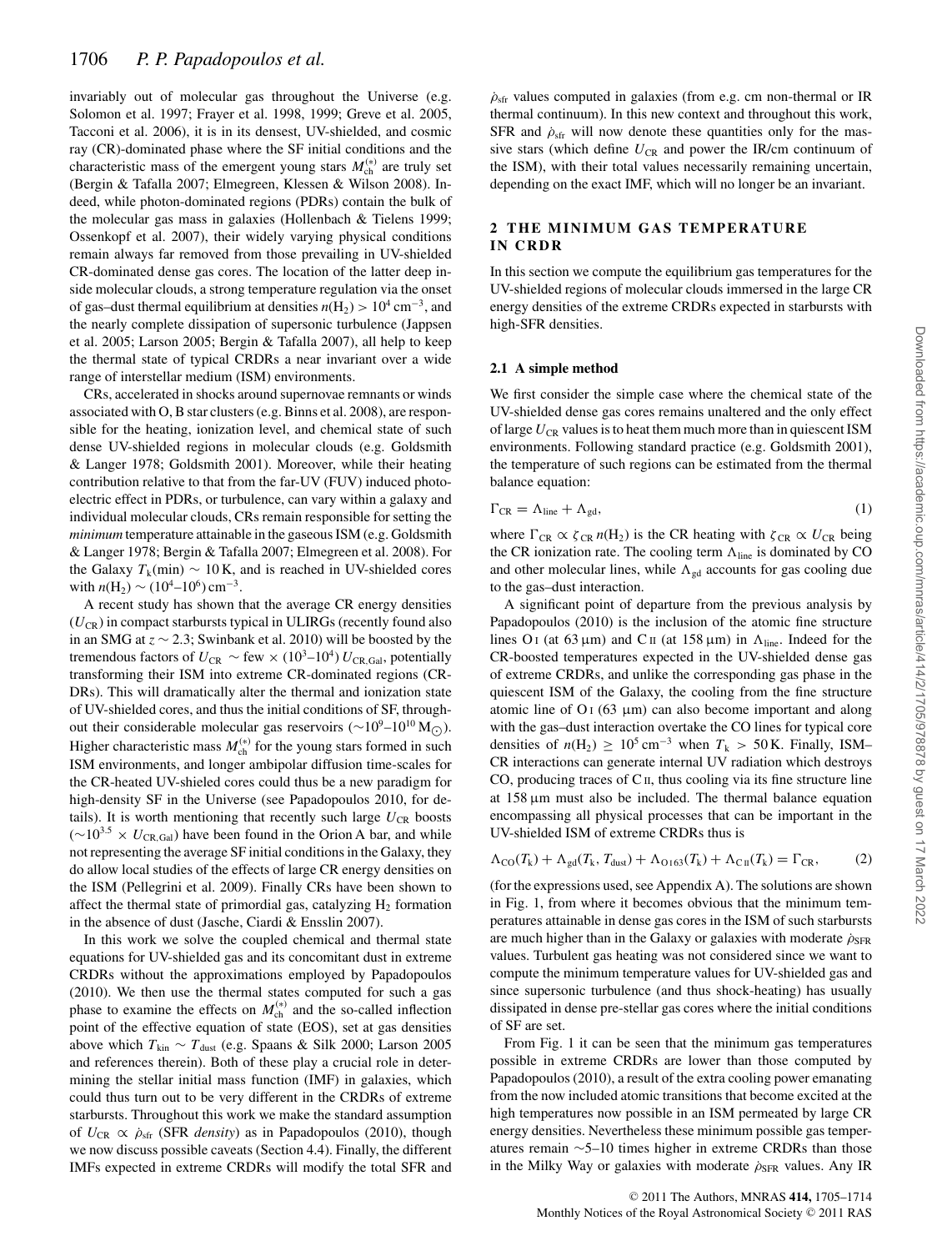invariably out of molecular gas throughout the Universe (e.g. Solomon et al. 1997; Frayer et al. 1998, 1999; Greve et al. 2005, Tacconi et al. 2006), it is in its densest, UV-shielded, and cosmic ray (CR)-dominated phase where the SF initial conditions and the characteristic mass of the emergent young stars $M^{(*)}_{\rm ch}$ are truly set (Bergin & Tafalla 2007; Elmegreen, Klessen & Wilson 2008). Indeed, while photon-dominated regions (PDRs) contain the bulk of the molecular gas mass in galaxies (Hollenbach & Tielens 1999; Ossenkopf et al. 2007), their widely varying physical conditions remain always far removed from those prevailing in UV-shielded CR-dominated dense gas cores. The location of the latter deep inside molecular clouds, a strong temperature regulation via the onset of gas–dust thermal equilibrium at densities $n({\rm H_2}) > 10^4\,{\rm cm^{-3}}$, and the nearly complete dissipation of supersonic turbulence (Jappsen et al. 2005; Larson 2005; Bergin & Tafalla 2007), all help to keep the thermal state of typical CRDRs a near invariant over a wide range of interstellar medium (ISM) environments.

CRs, accelerated in shocks around supernovae remnants or winds associated with O, B star clusters (e.g. Binns et al. 2008), are responsible for the heating, ionization level, and chemical state of such dense UV-shielded regions in molecular clouds (e.g. Goldsmith & Langer 1978; Goldsmith 2001). Moreover, while their heating contribution relative to that from the far-UV (FUV) induced photoelectric effect in PDRs, or turbulence, can vary within a galaxy and individual molecular clouds, CRs remain responsible for setting the *minimum* temperature attainable in the gaseous ISM (e.g. Goldsmith & Langer 1978; Bergin & Tafalla 2007; Elmegreen et al. 2008). For the Galaxy $T_{\rm k}({\rm min}) \sim 10\,{\rm K}$, and is reached in UV-shielded cores with $n({\rm H_2}) \sim (10^4\text{–}10^6)\,{\rm cm^{-3}}$.

A recent study has shown that the average CR energy densities ($U_{\rm CR}$) in compact starbursts typical in ULIRGs (recently found also in an SMG at $z \sim 2.3$; Swinbank et al. 2010) will be boosted by the tremendous factors of $U_{\rm CR} \sim$ few $\times\,(10^3\text{–}10^4)\,U_{\rm CR,Gal}$, potentially transforming their ISM into extreme CR-dominated regions (CRDRs). This will dramatically alter the thermal and ionization state of UV-shielded cores, and thus the initial conditions of SF, throughout their considerable molecular gas reservoirs ($\sim 10^9\text{–}10^{10}\,{\rm M_\odot}$). Higher characteristic mass $M^{(*)}_{\rm ch}$ for the young stars formed in such ISM environments, and longer ambipolar diffusion time-scales for the CR-heated UV-shieled cores could thus be a new paradigm for high-density SF in the Universe (see Papadopoulos 2010, for details). It is worth mentioning that recently such large $U_{\rm CR}$ boosts ($\sim 10^{3.5} \times U_{\rm CR,Gal}$) have been found in the Orion A bar, and while not representing the average SF initial conditions in the Galaxy, they do allow local studies of the effects of large CR energy densities on the ISM (Pellegrini et al. 2009). Finally CRs have been shown to affect the thermal state of primordial gas, catalyzing $H_2$ formation in the absence of dust (Jasche, Ciardi & Ensslin 2007).

In this work we solve the coupled chemical and thermal state equations for UV-shielded gas and its concomitant dust in extreme CRDRs without the approximations employed by Papadopoulos (2010). We then use the thermal states computed for such a gas phase to examine the effects on $M^{(*)}_{\rm ch}$ and the so-called inflection point of the effective equation of state (EOS), set at gas densities above which $T_{\rm kin} \sim T_{\rm dust}$ (e.g. Spaans & Silk 2000; Larson 2005 and references therein). Both of these play a crucial role in determining the stellar initial mass function (IMF) in galaxies, which could thus turn out to be very different in the CRDRs of extreme starbursts. Throughout this work we make the standard assumption of $U_{\rm CR} \propto \dot{\rho}_{\rm sfr}$ (SFR *density*) as in Papadopoulos (2010), though we now discuss possible caveats (Section 4.4). Finally, the different IMFs expected in extreme CRDRs will modify the total SFR and $\dot{\rho}_{\rm sfr}$ values computed in galaxies (from e.g. cm non-thermal or IR thermal continuum). In this new context and throughout this work, SFR and $\dot{\rho}_{\rm sfr}$ will now denote these quantities only for the massive stars (which define $U_{\rm CR}$ and power the IR/cm continuum of the ISM), with their total values necessarily remaining uncertain, depending on the exact IMF, which will no longer be an invariant.

## 2 THE MINIMUM GAS TEMPERATURE IN CRDR

In this section we compute the equilibrium gas temperatures for the UV-shielded regions of molecular clouds immersed in the large CR energy densities of the extreme CRDRs expected in starbursts with high-SFR densities.

### 2.1 A simple method

We first consider the simple case where the chemical state of the UV-shielded dense gas cores remains unaltered and the only effect of large $U_{\rm CR}$ values is to heat them much more than in quiescent ISM environments. Following standard practice (e.g. Goldsmith 2001), the temperature of such regions can be estimated from the thermal balance equation:

$$\Gamma_{\rm CR} = \Lambda_{\rm line} + \Lambda_{\rm gd}, \tag{1}$$

where $\Gamma_{\rm CR} \propto \zeta_{\rm CR}\, n({\rm H_2})$ is the CR heating with $\zeta_{\rm CR} \propto U_{\rm CR}$ being the CR ionization rate. The cooling term $\Lambda_{\rm line}$ is dominated by CO and other molecular lines, while $\Lambda_{\rm gd}$ accounts for gas cooling due to the gas–dust interaction.

A significant point of departure from the previous analysis by Papadopoulos (2010) is the inclusion of the atomic fine structure lines O I (at 63 μm) and C II (at 158 μm) in $\Lambda_{\rm line}$. Indeed for the CR-boosted temperatures expected in the UV-shielded dense gas of extreme CRDRs, and unlike the corresponding gas phase in the quiescent ISM of the Galaxy, the cooling from the fine structure atomic line of O I (63 μm) can also become important and along with the gas–dust interaction overtake the CO lines for typical core densities of $n({\rm H_2}) \geq 10^5\,{\rm cm^{-3}}$ when $T_{\rm k} > 50\,{\rm K}$. Finally, ISM–CR interactions can generate internal UV radiation which destroys CO, producing traces of C II, thus cooling via its fine structure line at 158 μm must also be included. The thermal balance equation encompassing all physical processes that can be important in the UV-shielded ISM of extreme CRDRs thus is

$$\Lambda_{\rm CO}(T_{\rm k}) + \Lambda_{\rm gd}(T_{\rm k}, T_{\rm dust}) + \Lambda_{\rm O\,I\,63}(T_{\rm k}) + \Lambda_{\rm C\,II}(T_{\rm k}) = \Gamma_{\rm CR}, \tag{2}$$

(for the expressions used, see Appendix A). The solutions are shown in Fig. 1, from where it becomes obvious that the minimum temperatures attainable in dense gas cores in the ISM of such starbursts are much higher than in the Galaxy or galaxies with moderate $\dot{\rho}_{\rm SFR}$ values. Turbulent gas heating was not considered since we want to compute the minimum temperature values for UV-shielded gas and since supersonic turbulence (and thus shock-heating) has usually dissipated in dense pre-stellar gas cores where the initial conditions of SF are set.

From Fig. 1 it can be seen that the minimum gas temperatures possible in extreme CRDRs are lower than those computed by Papadopoulos (2010), a result of the extra cooling power emanating from the now included atomic transitions that become excited at the high temperatures now possible in an ISM permeated by large CR energy densities. Nevertheless these minimum possible gas temperatures remain ∼5–10 times higher in extreme CRDRs than those in the Milky Way or galaxies with moderate $\dot{\rho}_{\rm SFR}$ values. Any IR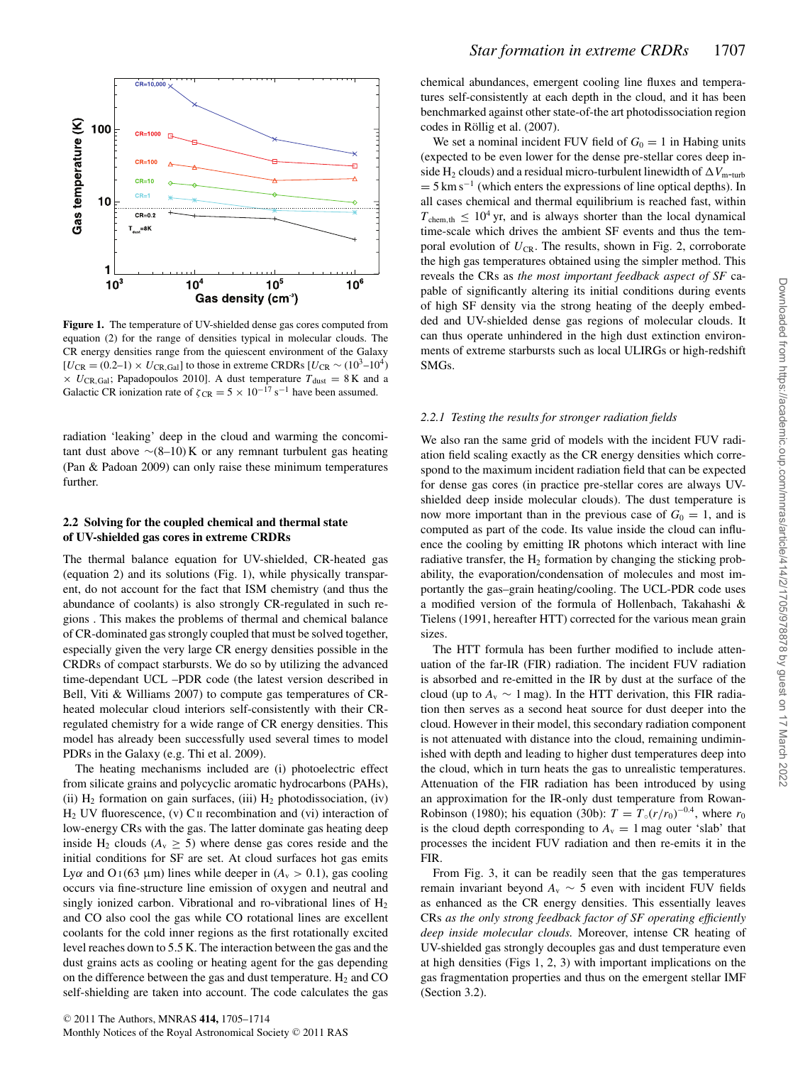**Figure 1.** The temperature of UV-shielded dense gas cores computed from equation (2) for the range of densities typical in molecular clouds. The CR energy densities range from the quiescent environment of the Galaxy [$U_{\rm CR} = (0.2\text{–}1) \times U_{\rm CR,Gal}$] to those in extreme CRDRs [$U_{\rm CR} \sim (10^3\text{–}10^4) \times U_{\rm CR,Gal}$; Papadopoulos 2010]. A dust temperature $T_{\rm dust} = 8$ K and a Galactic CR ionization rate of $\zeta_{\rm CR} = 5 \times 10^{-17}\,{\rm s}^{-1}$ have been assumed.

radiation 'leaking' deep in the cloud and warming the concomitant dust above ∼(8–10) K or any remnant turbulent gas heating (Pan & Padoan 2009) can only raise these minimum temperatures further.

### 2.2 Solving for the coupled chemical and thermal state of UV-shielded gas cores in extreme CRDRs

The thermal balance equation for UV-shielded, CR-heated gas (equation 2) and its solutions (Fig. 1), while physically transparent, do not account for the fact that ISM chemistry (and thus the abundance of coolants) is also strongly CR-regulated in such regions . This makes the problems of thermal and chemical balance of CR-dominated gas strongly coupled that must be solved together, especially given the very large CR energy densities possible in the CRDRs of compact starbursts. We do so by utilizing the advanced time-dependant UCL –PDR code (the latest version described in Bell, Viti & Williams 2007) to compute gas temperatures of CR-heated molecular cloud interiors self-consistently with their CR-regulated chemistry for a wide range of CR energy densities. This model has already been successfully used several times to model PDRs in the Galaxy (e.g. Thi et al. 2009).

The heating mechanisms included are (i) photoelectric effect from silicate grains and polycyclic aromatic hydrocarbons (PAHs), (ii) $H_2$ formation on gain surfaces, (iii) $H_2$ photodissociation, (iv) $H_2$ UV fluorescence, (v) C II recombination and (vi) interaction of low-energy CRs with the gas. The latter dominate gas heating deep inside $H_2$ clouds ($A_{\rm v} \geq 5$) where dense gas cores reside and the initial conditions for SF are set. At cloud surfaces hot gas emits Ly$\alpha$ and O I(63 μm) lines while deeper in ($A_{\rm v} > 0.1$), gas cooling occurs via fine-structure line emission of oxygen and neutral and singly ionized carbon. Vibrational and ro-vibrational lines of $H_2$ and CO also cool the gas while CO rotational lines are excellent coolants for the cold inner regions as the first rotationally excited level reaches down to 5.5 K. The interaction between the gas and the dust grains acts as cooling or heating agent for the gas depending on the difference between the gas and dust temperature. $H_2$ and CO self-shielding are taken into account. The code calculates the gas chemical abundances, emergent cooling line fluxes and temperatures self-consistently at each depth in the cloud, and it has been benchmarked against other state-of-the art photodissociation region codes in Röllig et al. (2007).

We set a nominal incident FUV field of $G_0 = 1$ in Habing units (expected to be even lower for the dense pre-stellar cores deep inside $H_2$ clouds) and a residual micro-turbulent linewidth of $\Delta V_{\rm m\text{-}turb} = 5\,{\rm km\,s}^{-1}$ (which enters the expressions of line optical depths). In all cases chemical and thermal equilibrium is reached fast, within $T_{\rm chem,th} \leq 10^4$ yr, and is always shorter than the local dynamical time-scale which drives the ambient SF events and thus the temporal evolution of $U_{\rm CR}$. The results, shown in Fig. 2, corroborate the high gas temperatures obtained using the simpler method. This reveals the CRs as *the most important feedback aspect of SF* capable of significantly altering its initial conditions during events of high SF density via the strong heating of the deeply embedded and UV-shielded dense gas regions of molecular clouds. It can thus operate unhindered in the high dust extinction environments of extreme starbursts such as local ULIRGs or high-redshift SMGs.

#### 2.2.1 *Testing the results for stronger radiation fields*

We also ran the same grid of models with the incident FUV radiation field scaling exactly as the CR energy densities which correspond to the maximum incident radiation field that can be expected for dense gas cores (in practice pre-stellar cores are always UV-shielded deep inside molecular clouds). The dust temperature is now more important than in the previous case of $G_0 = 1$, and is computed as part of the code. Its value inside the cloud can influence the cooling by emitting IR photons which interact with line radiative transfer, the $H_2$ formation by changing the sticking probability, the evaporation/condensation of molecules and most importantly the gas–grain heating/cooling. The UCL-PDR code uses a modified version of the formula of Hollenbach, Takahashi & Tielens (1991, hereafter HTT) corrected for the various mean grain sizes.

The HTT formula has been further modified to include attenuation of the far-IR (FIR) radiation. The incident FUV radiation is absorbed and re-emitted in the IR by dust at the surface of the cloud (up to $A_{\rm v} \sim 1$ mag). In the HTT derivation, this FIR radiation then serves as a second heat source for dust deeper into the cloud. However in their model, this secondary radiation component is not attenuated with distance into the cloud, remaining undiminished with depth and leading to higher dust temperatures deep into the cloud, which in turn heats the gas to unrealistic temperatures. Attenuation of the FIR radiation has been introduced by using an approximation for the IR-only dust temperature from Rowan-Robinson (1980); his equation (30b): $T = T_\circ (r/r_0)^{-0.4}$, where $r_0$ is the cloud depth corresponding to $A_{\rm v} = 1$ mag outer 'slab' that processes the incident FUV radiation and then re-emits it in the FIR.

From Fig. 3, it can be readily seen that the gas temperatures remain invariant beyond $A_{\rm v} \sim 5$ even with incident FUV fields as enhanced as the CR energy densities. This essentially leaves CRs *as the only strong feedback factor of SF operating efficiently deep inside molecular clouds.* Moreover, intense CR heating of UV-shielded gas strongly decouples gas and dust temperature even at high densities (Figs 1, 2, 3) with important implications on the gas fragmentation properties and thus on the emergent stellar IMF (Section 3.2).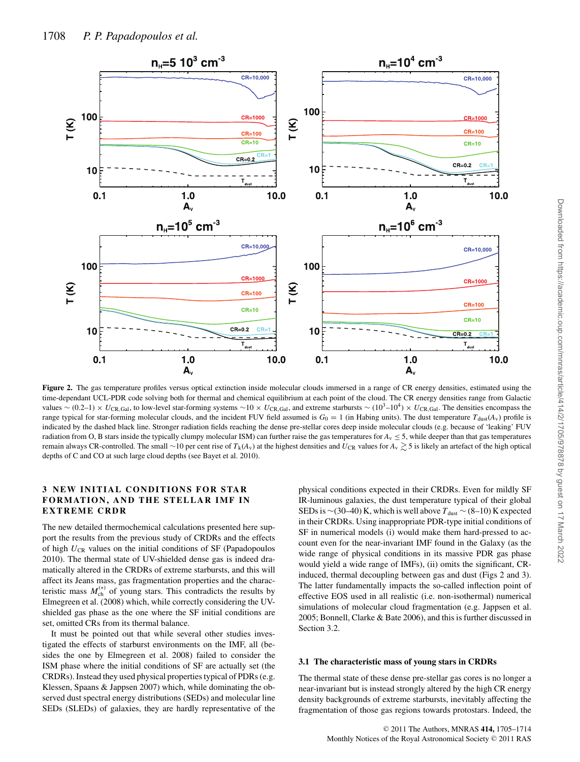**Figure 2.** The gas temperature profiles versus optical extinction inside molecular clouds immersed in a range of CR energy densities, estimated using the time-dependant UCL-PDR code solving both for thermal and chemical equilibrium at each point of the cloud. The CR energy densities range from Galactic values $\sim (0.2\text{–}1) \times U_{\rm CR,Gal}$, to low-level star-forming systems $\sim 10 \times U_{\rm CR,Gal}$, and extreme starbursts $\sim (10^3\text{–}10^4) \times U_{\rm CR,Gal}$. The densities encompass the range typical for star-forming molecular clouds, and the incident FUV field assumed is $G_0 = 1$ (in Habing units). The dust temperature $T_{\rm dust}(A_{\rm v})$ profile is indicated by the dashed black line. Stronger radiation fields reaching the dense pre-stellar cores deep inside molecular clouds (e.g. because of 'leaking' FUV radiation from O, B stars inside the typically clumpy molecular ISM) can further raise the gas temperatures for $A_{\rm v} \lesssim 5$, while deeper than that gas temperatures remain always CR-controlled. The small $\sim$10 per cent rise of $T_{\rm k}(A_{\rm v})$ at the highest densities and $U_{\rm CR}$ values for $A_{\rm v} \gtrsim 5$ is likely an artefact of the high optical depths of C and CO at such large cloud depths (see Bayet et al. 2010).

## 3 NEW INITIAL CONDITIONS FOR STAR FORMATION, AND THE STELLAR IMF IN EXTREME CRDR

The new detailed thermochemical calculations presented here support the results from the previous study of CRDRs and the effects of high $U_{\rm CR}$ values on the initial conditions of SF (Papadopoulos 2010). The thermal state of UV-shielded dense gas is indeed dramatically altered in the CRDRs of extreme starbursts, and this will affect its Jeans mass, gas fragmentation properties and the characteristic mass $M^{(*)}_{\rm ch}$ of young stars. This contradicts the results by Elmegreen et al. (2008) which, while correctly considering the UV-shielded gas phase as the one where the SF initial conditions are set, omitted CRs from its thermal balance.

It must be pointed out that while several other studies investigated the effects of starburst environments on the IMF, all (besides the one by Elmegreen et al. 2008) failed to consider the ISM phase where the initial conditions of SF are actually set (the CRDRs). Instead they used physical properties typical of PDRs (e.g. Klessen, Spaans & Jappsen 2007) which, while dominating the observed dust spectral energy distributions (SEDs) and molecular line SEDs (SLEDs) of galaxies, they are hardly representative of the physical conditions expected in their CRDRs. Even for mildly SF IR-luminous galaxies, the dust temperature typical of their global SEDs is $\sim$(30–40) K, which is well above $T_{\rm dust} \sim$ (8–10) K expected in their CRDRs. Using inappropriate PDR-type initial conditions of SF in numerical models (i) would make them hard-pressed to account even for the near-invariant IMF found in the Galaxy (as the wide range of physical conditions in its massive PDR gas phase would yield a wide range of IMFs), (ii) omits the significant, CR-induced, thermal decoupling between gas and dust (Figs 2 and 3). The latter fundamentally impacts the so-called inflection point of effective EOS used in all realistic (i.e. non-isothermal) numerical simulations of molecular cloud fragmentation (e.g. Jappsen et al. 2005; Bonnell, Clarke & Bate 2006), and this is further discussed in Section 3.2.

### 3.1 The characteristic mass of young stars in CRDRs

The thermal state of these dense pre-stellar gas cores is no longer a near-invariant but is instead strongly altered by the high CR energy density backgrounds of extreme starbursts, inevitably affecting the fragmentation of those gas regions towards protostars. Indeed, the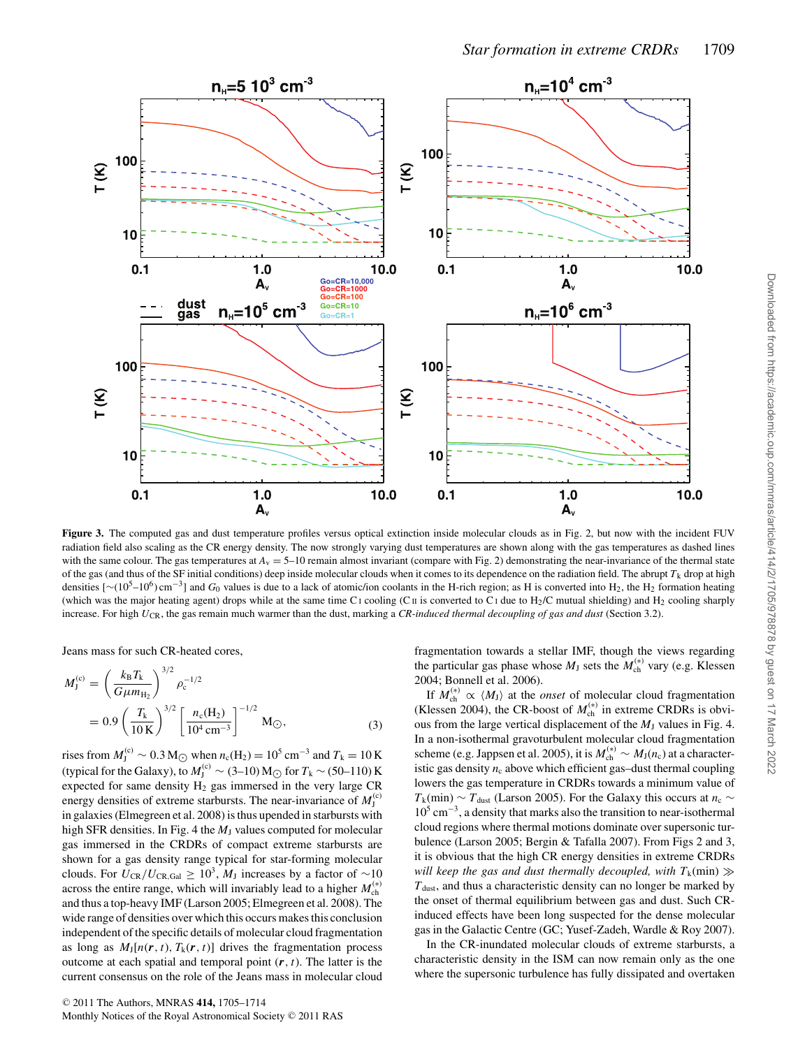**Figure 3.** The computed gas and dust temperature profiles versus optical extinction inside molecular clouds as in Fig. 2, but now with the incident FUV radiation field also scaling as the CR energy density. The now strongly varying dust temperatures are shown along with the gas temperatures as dashed lines with the same colour. The gas temperatures at $A_v = 5$–10 remain almost invariant (compare with Fig. 2) demonstrating the near-invariance of the thermal state of the gas (and thus of the SF initial conditions) deep inside molecular clouds when it comes to its dependence on the radiation field. The abrupt $T_k$ drop at high densities [$\sim(10^5$–$10^6)\,\mathrm{cm}^{-3}$] and $G_0$ values is due to a lack of atomic/ion coolants in the H-rich region; as H is converted into $H_2$, the $H_2$ formation heating (which was the major heating agent) drops while at the same time C I cooling (C II is converted to C I due to $H_2$/C mutual shielding) and $H_2$ cooling sharply increase. For high $U_{CR}$, the gas remain much warmer than the dust, marking a *CR-induced thermal decoupling of gas and dust* (Section 3.2).

Jeans mass for such CR-heated cores,

$$M_J^{(c)} = \left(\frac{k_B T_k}{G \mu m_{H_2}}\right)^{3/2} \rho_c^{-1/2}$$
$$= 0.9 \left(\frac{T_k}{10\,\mathrm{K}}\right)^{3/2} \left[\frac{n_c(H_2)}{10^4\,\mathrm{cm}^{-3}}\right]^{-1/2} \mathrm{M}_\odot, \quad (3)$$

rises from $M_J^{(c)} \sim 0.3\,\mathrm{M}_\odot$ when $n_c(H_2) = 10^5\,\mathrm{cm}^{-3}$ and $T_k = 10\,\mathrm{K}$ (typical for the Galaxy), to $M_J^{(c)} \sim (3$–$10)\,\mathrm{M}_\odot$ for $T_k \sim (50$–$110)\,\mathrm{K}$ expected for same density $H_2$ gas immersed in the very large CR energy densities of extreme starbursts. The near-invariance of $M_J^{(c)}$ in galaxies (Elmegreen et al. 2008) is thus upended in starbursts with high SFR densities. In Fig. 4 the $M_J$ values computed for molecular gas immersed in the CRDRs of compact extreme starbursts are shown for a gas density range typical for star-forming molecular clouds. For $U_{CR}/U_{CR,Gal} \geq 10^3$, $M_J$ increases by a factor of $\sim$10 across the entire range, which will invariably lead to a higher $M_{ch}^{(*)}$ and thus a top-heavy IMF (Larson 2005; Elmegreen et al. 2008). The wide range of densities over which this occurs makes this conclusion independent of the specific details of molecular cloud fragmentation as long as $M_J[n(\boldsymbol{r}, t), T_k(\boldsymbol{r}, t)]$ drives the fragmentation process outcome at each spatial and temporal point $(\boldsymbol{r}, t)$. The latter is the current consensus on the role of the Jeans mass in molecular cloud fragmentation towards a stellar IMF, though the views regarding the particular gas phase whose $M_J$ sets the $M_{ch}^{(*)}$ vary (e.g. Klessen 2004; Bonnell et al. 2006).

If $M_{ch}^{(*)} \propto \langle M_J \rangle$ at the *onset* of molecular cloud fragmentation (Klessen 2004), the CR-boost of $M_{ch}^{(*)}$ in extreme CRDRs is obvious from the large vertical displacement of the $M_J$ values in Fig. 4. In a non-isothermal gravoturbulent molecular cloud fragmentation scheme (e.g. Jappsen et al. 2005), it is $M_{ch}^{(*)} \sim M_J(n_c)$ at a characteristic gas density $n_c$ above which efficient gas–dust thermal coupling lowers the gas temperature in CRDRs towards a minimum value of $T_k(\mathrm{min}) \sim T_{dust}$ (Larson 2005). For the Galaxy this occurs at $n_c \sim 10^5\,\mathrm{cm}^{-3}$, a density that marks also the transition to near-isothermal cloud regions where thermal motions dominate over supersonic turbulence (Larson 2005; Bergin & Tafalla 2007). From Figs 2 and 3, it is obvious that the high CR energy densities in extreme CRDRs *will keep the gas and dust thermally decoupled, with* $T_k(\mathrm{min}) \gg T_{dust}$, and thus a characteristic density can no longer be marked by the onset of thermal equilibrium between gas and dust. Such CR-induced effects have been long suspected for the dense molecular gas in the Galactic Centre (GC; Yusef-Zadeh, Wardle & Roy 2007).

In the CR-inundated molecular clouds of extreme starbursts, a characteristic density in the ISM can now remain only as the one where the supersonic turbulence has fully dissipated and overtaken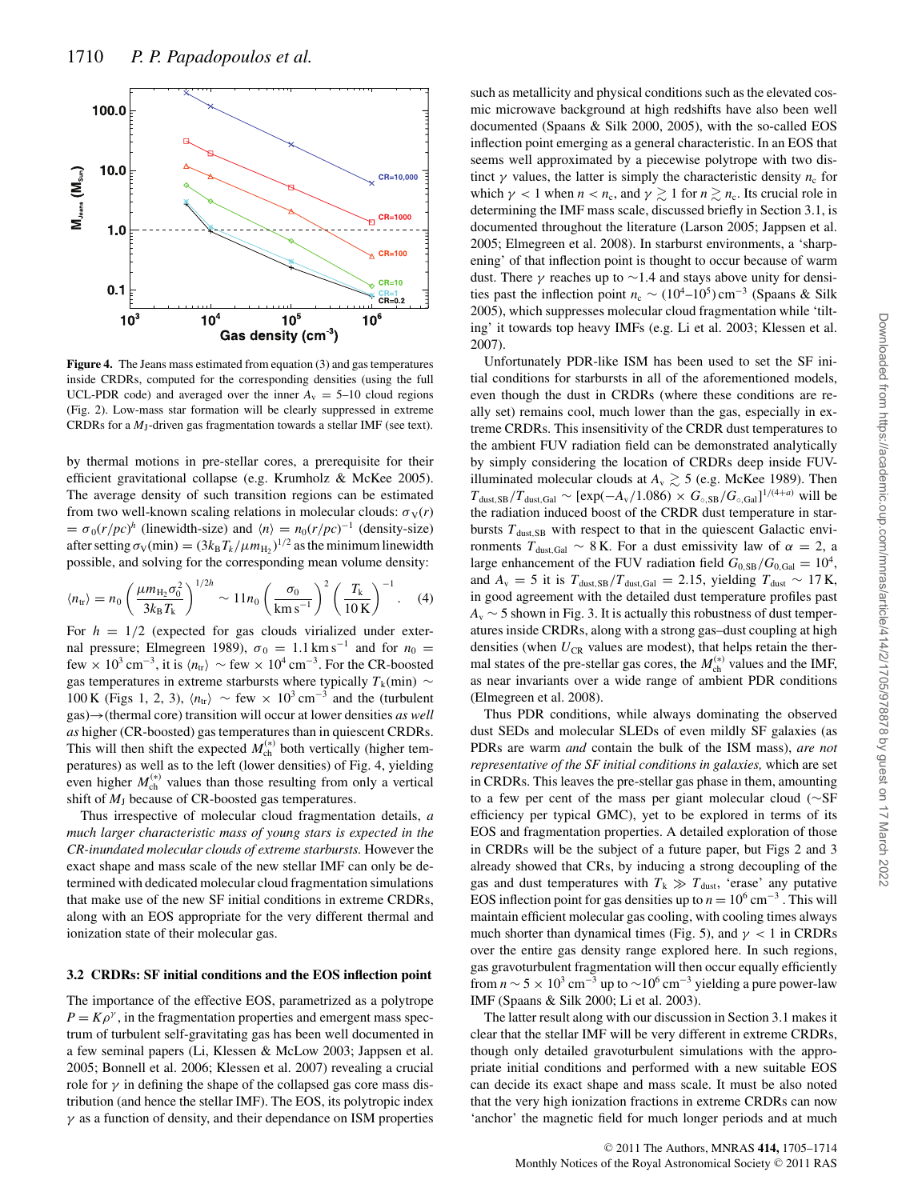**Figure 4.** The Jeans mass estimated from equation (3) and gas temperatures inside CRDRs, computed for the corresponding densities (using the full UCL-PDR code) and averaged over the inner $A_v$ = 5–10 cloud regions (Fig. 2). Low-mass star formation will be clearly suppressed in extreme CRDRs for a $M_J$-driven gas fragmentation towards a stellar IMF (see text).

by thermal motions in pre-stellar cores, a prerequisite for their efficient gravitational collapse (e.g. Krumholz & McKee 2005). The average density of such transition regions can be estimated from two well-known scaling relations in molecular clouds: $\sigma_V(r) = \sigma_0(r/pc)^h$ (linewidth-size) and $\langle n \rangle = n_0(r/pc)^{-1}$ (density-size) after setting $\sigma_V(\min) = (3k_B T_k/\mu m_{H_2})^{1/2}$ as the minimum linewidth possible, and solving for the corresponding mean volume density:

$$\langle n_{tr} \rangle = n_0 \left( \frac{\mu m_{H_2} \sigma_0^2}{3 k_B T_k} \right)^{1/2h} \sim 11 n_0 \left( \frac{\sigma_0}{\mathrm{km\,s^{-1}}} \right)^2 \left( \frac{T_k}{10\,\mathrm{K}} \right)^{-1}. \quad (4)$$

For $h = 1/2$ (expected for gas clouds virialized under external pressure; Elmegreen 1989), $\sigma_0 = 1.1\,\mathrm{km\,s^{-1}}$ and for $n_0$ = few $\times\,10^3\,\mathrm{cm^{-3}}$, it is $\langle n_{tr} \rangle \sim$ few $\times\,10^4\,\mathrm{cm^{-3}}$. For the CR-boosted gas temperatures in extreme starbursts where typically $T_k(\min) \sim 100\,\mathrm{K}$ (Figs 1, 2, 3), $\langle n_{tr} \rangle \sim$ few $\times\,10^3\,\mathrm{cm^{-3}}$ and the (turbulent gas)→(thermal core) transition will occur at lower densities *as well as* higher (CR-boosted) gas temperatures than in quiescent CRDRs. This will then shift the expected $M_{ch}^{(*)}$ both vertically (higher temperatures) as well as to the left (lower densities) of Fig. 4, yielding even higher $M_{ch}^{(*)}$ values than those resulting from only a vertical shift of $M_J$ because of CR-boosted gas temperatures.

Thus irrespective of molecular cloud fragmentation details, *a much larger characteristic mass of young stars is expected in the CR-inundated molecular clouds of extreme starbursts.* However the exact shape and mass scale of the new stellar IMF can only be determined with dedicated molecular cloud fragmentation simulations that make use of the new SF initial conditions in extreme CRDRs, along with an EOS appropriate for the very different thermal and ionization state of their molecular gas.

### 3.2 CRDRs: SF initial conditions and the EOS inflection point

The importance of the effective EOS, parametrized as a polytrope $P = K\rho^{\gamma}$, in the fragmentation properties and emergent mass spectrum of turbulent self-gravitating gas has been well documented in a few seminal papers (Li, Klessen & McLow 2003; Jappsen et al. 2005; Bonnell et al. 2006; Klessen et al. 2007) revealing a crucial role for $\gamma$ in defining the shape of the collapsed gas core mass distribution (and hence the stellar IMF). The EOS, its polytropic index $\gamma$ as a function of density, and their dependance on ISM properties such as metallicity and physical conditions such as the elevated cosmic microwave background at high redshifts have also been well documented (Spaans & Silk 2000, 2005), with the so-called EOS inflection point emerging as a general characteristic. In an EOS that seems well approximated by a piecewise polytrope with two distinct $\gamma$ values, the latter is simply the characteristic density $n_c$ for which $\gamma < 1$ when $n < n_c$, and $\gamma \gtrsim 1$ for $n \gtrsim n_c$. Its crucial role in determining the IMF mass scale, discussed briefly in Section 3.1, is documented throughout the literature (Larson 2005; Jappsen et al. 2005; Elmegreen et al. 2008). In starburst environments, a 'sharpening' of that inflection point is thought to occur because of warm dust. There $\gamma$ reaches up to $\sim$1.4 and stays above unity for densities past the inflection point $n_c \sim (10^4$–$10^5)\,\mathrm{cm^{-3}}$ (Spaans & Silk 2005), which suppresses molecular cloud fragmentation while 'tilting' it towards top heavy IMFs (e.g. Li et al. 2003; Klessen et al. 2007).

Unfortunately PDR-like ISM has been used to set the SF initial conditions for starbursts in all of the aforementioned models, even though the dust in CRDRs (where these conditions are really set) remains cool, much lower than the gas, especially in extreme CRDRs. This insensitivity of the CRDR dust temperatures to the ambient FUV radiation field can be demonstrated analytically by simply considering the location of CRDRs deep inside FUV-illuminated molecular clouds at $A_v \gtrsim 5$ (e.g. McKee 1989). Then $T_{dust,SB}/T_{dust,Gal} \sim [\exp(-A_v/1.086) \times G_{\circ,SB}/G_{\circ,Gal}]^{1/(4+a)}$ will be the radiation induced boost of the CRDR dust temperature in starbursts $T_{dust,SB}$ with respect to that in the quiescent Galactic environments $T_{dust,Gal} \sim 8\,\mathrm{K}$. For a dust emissivity law of $\alpha = 2$, a large enhancement of the FUV radiation field $G_{0,SB}/G_{0,Gal} = 10^4$, and $A_v = 5$ it is $T_{dust,SB}/T_{dust,Gal} = 2.15$, yielding $T_{dust} \sim 17\,\mathrm{K}$, in good agreement with the detailed dust temperature profiles past $A_v \sim 5$ shown in Fig. 3. It is actually this robustness of dust temperatures inside CRDRs, along with a strong gas–dust coupling at high densities (when $U_{CR}$ values are modest), that helps retain the thermal states of the pre-stellar gas cores, the $M_{ch}^{(*)}$ values and the IMF, as near invariants over a wide range of ambient PDR conditions (Elmegreen et al. 2008).

Thus PDR conditions, while always dominating the observed dust SEDs and molecular SLEDs of even mildly SF galaxies (as PDRs are warm *and* contain the bulk of the ISM mass), *are not representative of the SF initial conditions in galaxies,* which are set in CRDRs. This leaves the pre-stellar gas phase in them, amounting to a few per cent of the mass per giant molecular cloud ($\sim$SF efficiency per typical GMC), yet to be explored in terms of its EOS and fragmentation properties. A detailed exploration of those in CRDRs will be the subject of a future paper, but Figs 2 and 3 already showed that CRs, by inducing a strong decoupling of the gas and dust temperatures with $T_k \gg T_{dust}$, 'erase' any putative EOS inflection point for gas densities up to $n = 10^6\,\mathrm{cm^{-3}}$. This will maintain efficient molecular gas cooling, with cooling times always much shorter than dynamical times (Fig. 5), and $\gamma < 1$ in CRDRs over the entire gas density range explored here. In such regions, gas gravoturbulent fragmentation will then occur equally efficiently from $n \sim 5 \times 10^3\,\mathrm{cm^{-3}}$ up to $\sim 10^6\,\mathrm{cm^{-3}}$ yielding a pure power-law IMF (Spaans & Silk 2000; Li et al. 2003).

The latter result along with our discussion in Section 3.1 makes it clear that the stellar IMF will be very different in extreme CRDRs, though only detailed gravoturbulent simulations with the appropriate initial conditions and performed with a new suitable EOS can decide its exact shape and mass scale. It must be also noted that the very high ionization fractions in extreme CRDRs can now 'anchor' the magnetic field for much longer periods and at much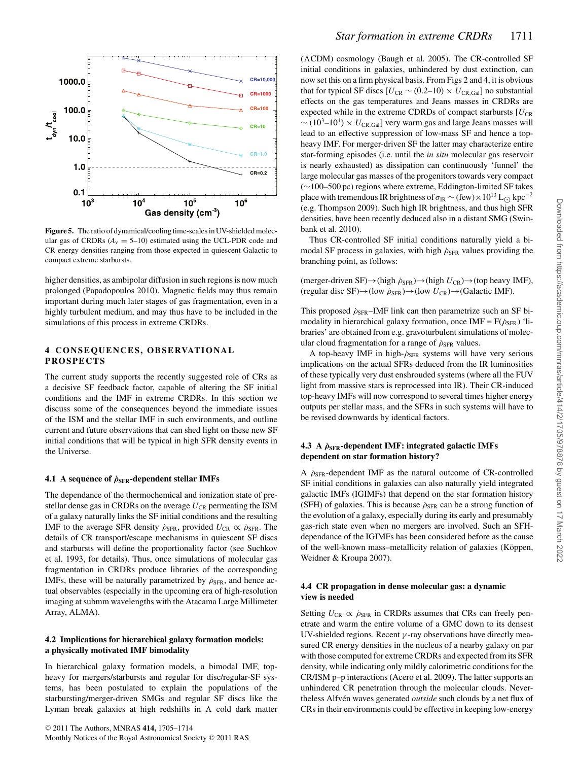**Figure 5.** The ratio of dynamical/cooling time-scales in UV-shielded molecular gas of CRDRs ($A_v = 5$–10) estimated using the UCL-PDR code and CR energy densities ranging from those expected in quiescent Galactic to compact extreme starbursts.

higher densities, as ambipolar diffusion in such regions is now much prolonged (Papadopoulos 2010). Magnetic fields may thus remain important during much later stages of gas fragmentation, even in a highly turbulent medium, and may thus have to be included in the simulations of this process in extreme CRDRs.

## 4 CONSEQUENCES, OBSERVATIONAL PROSPECTS

The current study supports the recently suggested role of CRs as a decisive SF feedback factor, capable of altering the SF initial conditions and the IMF in extreme CRDRs. In this section we discuss some of the consequences beyond the immediate issues of the ISM and the stellar IMF in such environments, and outline current and future observations that can shed light on these new SF initial conditions that will be typical in high SFR density events in the Universe.

### 4.1 A sequence of $\dot{\rho}_{\rm SFR}$-dependent stellar IMFs

The dependance of the thermochemical and ionization state of pre-stellar dense gas in CRDRs on the average $U_{\rm CR}$ permeating the ISM of a galaxy naturally links the SF initial conditions and the resulting IMF to the average SFR density $\dot{\rho}_{\rm SFR}$, provided $U_{\rm CR} \propto \dot{\rho}_{\rm SFR}$. The details of CR transport/escape mechanisms in quiescent SF discs and starbursts will define the proportionality factor (see Suchkov et al. 1993, for details). Thus, once simulations of molecular gas fragmentation in CRDRs produce libraries of the corresponding IMFs, these will be naturally parametrized by $\dot{\rho}_{\rm SFR}$, and hence actual observables (especially in the upcoming era of high-resolution imaging at submm wavelengths with the Atacama Large Millimeter Array, ALMA).

### 4.2 Implications for hierarchical galaxy formation models: a physically motivated IMF bimodality

In hierarchical galaxy formation models, a bimodal IMF, top-heavy for mergers/starbursts and regular for disc/regular-SF systems, has been postulated to explain the populations of the starbursting/merger-driven SMGs and regular SF discs like the Lyman break galaxies at high redshifts in Λ cold dark matter (ΛCDM) cosmology (Baugh et al. 2005). The CR-controlled SF initial conditions in galaxies, unhindered by dust extinction, can now set this on a firm physical basis. From Figs 2 and 4, it is obvious that for typical SF discs [$U_{\rm CR} \sim (0.2$–$10) \times U_{\rm CR,Gal}$] no substantial effects on the gas temperatures and Jeans masses in CRDRs are expected while in the extreme CDRDs of compact starbursts [$U_{\rm CR} \sim (10^3$–$10^4) \times U_{\rm CR,Gal}$] very warm gas and large Jeans masses will lead to an effective suppression of low-mass SF and hence a top-heavy IMF. For merger-driven SF the latter may characterize entire star-forming episodes (i.e. until the *in situ* molecular gas reservoir is nearly exhausted) as dissipation can continuously 'funnel' the large molecular gas masses of the progenitors towards very compact (∼100–500 pc) regions where extreme, Eddington-limited SF takes place with tremendous IR brightness of $\sigma_{\rm IR} \sim ({\rm few}) \times 10^{13}\,{\rm L}_{\odot}\,{\rm kpc}^{-2}$ (e.g. Thompson 2009). Such high IR brightness, and thus high SFR densities, have been recently deduced also in a distant SMG (Swinbank et al. 2010).

Thus CR-controlled SF initial conditions naturally yield a bimodal SF process in galaxies, with high $\dot{\rho}_{\rm SFR}$ values providing the branching point, as follows:

(merger-driven SF)→(high $\dot{\rho}_{\rm SFR}$)→(high $U_{\rm CR}$)→(top heavy IMF),
(regular disc SF)→(low $\dot{\rho}_{\rm SFR}$)→(low $U_{\rm CR}$)→(Galactic IMF).

This proposed $\dot{\rho}_{\rm SFR}$–IMF link can then parametrize such an SF bimodality in hierarchical galaxy formation, once IMF = F($\dot{\rho}_{\rm SFR}$) 'libraries' are obtained from e.g. gravoturbulent simulations of molecular cloud fragmentation for a range of $\dot{\rho}_{\rm SFR}$ values.

A top-heavy IMF in high-$\dot{\rho}_{\rm SFR}$ systems will have very serious implications on the actual SFRs deduced from the IR luminosities of these typically very dust enshrouded systems (where all the FUV light from massive stars is reprocessed into IR). Their CR-induced top-heavy IMFs will now correspond to several times higher energy outputs per stellar mass, and the SFRs in such systems will have to be revised downwards by identical factors.

### 4.3 A $\dot{\rho}_{\rm SFR}$-dependent IMF: integrated galactic IMFs dependent on star formation history?

A $\dot{\rho}_{\rm SFR}$-dependent IMF as the natural outcome of CR-controlled SF initial conditions in galaxies can also naturally yield integrated galactic IMFs (IGIMFs) that depend on the star formation history (SFH) of galaxies. This is because $\dot{\rho}_{\rm SFR}$ can be a strong function of the evolution of a galaxy, especially during its early and presumably gas-rich state even when no mergers are involved. Such an SFH-dependance of the IGIMFs has been considered before as the cause of the well-known mass–metallicity relation of galaxies (Köppen, Weidner & Kroupa 2007).

### 4.4 CR propagation in dense molecular gas: a dynamic view is needed

Setting $U_{\rm CR} \propto \dot{\rho}_{\rm SFR}$ in CRDRs assumes that CRs can freely penetrate and warm the entire volume of a GMC down to its densest UV-shielded regions. Recent γ-ray observations have directly measured CR energy densities in the nucleus of a nearby galaxy on par with those computed for extreme CRDRs and expected from its SFR density, while indicating only mildly calorimetric conditions for the CR/ISM p–p interactions (Acero et al. 2009). The latter supports an unhindered CR penetration through the molecular clouds. Nevertheless Alfvén waves generated *outside* such clouds by a net flux of CRs in their environments could be effective in keeping low-energy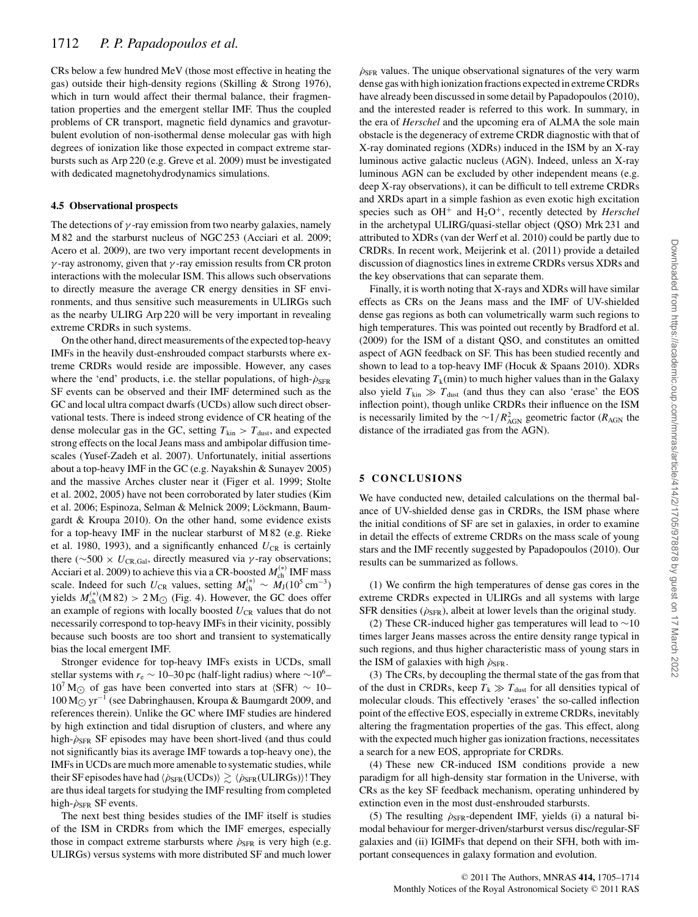CRs below a few hundred MeV (those most effective in heating the gas) outside their high-density regions (Skilling & Strong 1976), which in turn would affect their thermal balance, their fragmentation properties and the emergent stellar IMF. Thus the coupled problems of CR transport, magnetic field dynamics and gravoturbulent evolution of non-isothermal dense molecular gas with high degrees of ionization like those expected in compact extreme starbursts such as Arp 220 (e.g. Greve et al. 2009) must be investigated with dedicated magnetohydrodynamics simulations.

### 4.5 Observational prospects

The detections of $\gamma$-ray emission from two nearby galaxies, namely M 82 and the starburst nucleus of NGC 253 (Acciari et al. 2009; Acero et al. 2009), are two very important recent developments in $\gamma$-ray astronomy, given that $\gamma$-ray emission results from CR proton interactions with the molecular ISM. This allows such observations to directly measure the average CR energy densities in SF environments, and thus sensitive such measurements in ULIRGs such as the nearby ULIRG Arp 220 will be very important in revealing extreme CRDRs in such systems.

On the other hand, direct measurements of the expected top-heavy IMFs in the heavily dust-enshrouded compact starbursts where extreme CRDRs would reside are impossible. However, any cases where the 'end' products, i.e. the stellar populations, of high-$\dot{\rho}_{SFR}$ SF events can be observed and their IMF determined such as the GC and local ultra compact dwarfs (UCDs) allow such direct observational tests. There is indeed strong evidence of CR heating of the dense molecular gas in the GC, setting $T_{kin} > T_{dust}$, and expected strong effects on the local Jeans mass and ambipolar diffusion timescales (Yusef-Zadeh et al. 2007). Unfortunately, initial assertions about a top-heavy IMF in the GC (e.g. Nayakshin & Sunayev 2005) and the massive Arches cluster near it (Figer et al. 1999; Stolte et al. 2002, 2005) have not been corroborated by later studies (Kim et al. 2006; Espinoza, Selman & Melnick 2009; Löckmann, Baumgardt & Kroupa 2010). On the other hand, some evidence exists for a top-heavy IMF in the nuclear starburst of M 82 (e.g. Rieke et al. 1980, 1993), and a significantly enhanced $U_{CR}$ is certainly there ($\sim$500 $\times$ $U_{CR,Gal}$, directly measured via $\gamma$-ray observations; Acciari et al. 2009) to achieve this via a CR-boosted $M^{(*)}_{ch}$ IMF mass scale. Indeed for such $U_{CR}$ values, setting $M^{(*)}_{ch} \sim M_J(10^5\,\mathrm{cm}^{-3})$ yields $M^{(*)}_{ch}(\mathrm{M\,82}) > 2\,\mathrm{M}_{\odot}$ (Fig. 4). However, the GC does offer an example of regions with locally boosted $U_{CR}$ values that do not necessarily correspond to top-heavy IMFs in their vicinity, possibly because such boosts are too short and transient to systematically bias the local emergent IMF.

Stronger evidence for top-heavy IMFs exists in UCDs, small stellar systems with $r_e \sim 10$–$30$ pc (half-light radius) where $\sim 10^6$–$10^7\,\mathrm{M}_{\odot}$ of gas have been converted into stars at $\langle\mathrm{SFR}\rangle \sim 10$–$100\,\mathrm{M}_{\odot}\,\mathrm{yr}^{-1}$ (see Dabringhausen, Kroupa & Baumgardt 2009, and references therein). Unlike the GC where IMF studies are hindered by high extinction and tidal disruption of clusters, and where any high-$\dot{\rho}_{SFR}$ SF episodes may have been short-lived (and thus could not significantly bias its average IMF towards a top-heavy one), the IMFs in UCDs are much more amenable to systematic studies, while their SF episodes have had $\langle\dot{\rho}_{SFR}(\mathrm{UCDs})\rangle \gtrsim \langle\dot{\rho}_{SFR}(\mathrm{ULIRGs})\rangle$! They are thus ideal targets for studying the IMF resulting from completed high-$\dot{\rho}_{SFR}$ SF events.

The next best thing besides studies of the IMF itself is studies of the ISM in CRDRs from which the IMF emerges, especially those in compact extreme starbursts where $\dot{\rho}_{SFR}$ is very high (e.g. ULIRGs) versus systems with more distributed SF and much lower $\dot{\rho}_{SFR}$ values. The unique observational signatures of the very warm dense gas with high ionization fractions expected in extreme CRDRs have already been discussed in some detail by Papadopoulos (2010), and the interested reader is referred to this work. In summary, in the era of *Herschel* and the upcoming era of ALMA the sole main obstacle is the degeneracy of extreme CRDR diagnostic with that of X-ray dominated regions (XDRs) induced in the ISM by an X-ray luminous active galactic nucleus (AGN). Indeed, unless an X-ray luminous AGN can be excluded by other independent means (e.g. deep X-ray observations), it can be difficult to tell extreme CRDRs and XRDs apart in a simple fashion as even exotic high excitation species such as $OH^+$ and $H_2O^+$, recently detected by *Herschel* in the archetypal ULIRG/quasi-stellar object (QSO) Mrk 231 and attributed to XDRs (van der Werf et al. 2010) could be partly due to CRDRs. In recent work, Meijerink et al. (2011) provide a detailed discussion of diagnostics lines in extreme CRDRs versus XDRs and the key observations that can separate them.

Finally, it is worth noting that X-rays and XDRs will have similar effects as CRs on the Jeans mass and the IMF of UV-shielded dense gas regions as both can volumetrically warm such regions to high temperatures. This was pointed out recently by Bradford et al. (2009) for the ISM of a distant QSO, and constitutes an omitted aspect of AGN feedback on SF. This has been studied recently and shown to lead to a top-heavy IMF (Hocuk & Spaans 2010). XDRs besides elevating $T_k(\mathrm{min})$ to much higher values than in the Galaxy also yield $T_{kin} \gg T_{dust}$ (and thus they can also 'erase' the EOS inflection point), though unlike CRDRs their influence on the ISM is necessarily limited by the $\sim 1/R^2_{AGN}$ geometric factor ($R_{AGN}$ the distance of the irradiated gas from the AGN).

## 5 CONCLUSIONS

We have conducted new, detailed calculations on the thermal balance of UV-shielded dense gas in CRDRs, the ISM phase where the initial conditions of SF are set in galaxies, in order to examine in detail the effects of extreme CRDRs on the mass scale of young stars and the IMF recently suggested by Papadopoulos (2010). Our results can be summarized as follows.

(1) We confirm the high temperatures of dense gas cores in the extreme CRDRs expected in ULIRGs and all systems with large SFR densities ($\dot{\rho}_{SFR}$), albeit at lower levels than the original study.

(2) These CR-induced higher gas temperatures will lead to $\sim$10 times larger Jeans masses across the entire density range typical in such regions, and thus higher characteristic mass of young stars in the ISM of galaxies with high $\dot{\rho}_{SFR}$.

(3) The CRs, by decoupling the thermal state of the gas from that of the dust in CRDRs, keep $T_k \gg T_{dust}$ for all densities typical of molecular clouds. This effectively 'erases' the so-called inflection point of the effective EOS, especially in extreme CRDRs, inevitably altering the fragmentation properties of the gas. This effect, along with the expected much higher gas ionization fractions, necessitates a search for a new EOS, appropriate for CRDRs.

(4) These new CR-induced ISM conditions provide a new paradigm for all high-density star formation in the Universe, with CRs as the key SF feedback mechanism, operating unhindered by extinction even in the most dust-enshrouded starbursts.

(5) The resulting $\dot{\rho}_{SFR}$-dependent IMF, yields (i) a natural bimodal behaviour for merger-driven/starburst versus disc/regular-SF galaxies and (ii) IGIMFs that depend on their SFH, both with important consequences in galaxy formation and evolution.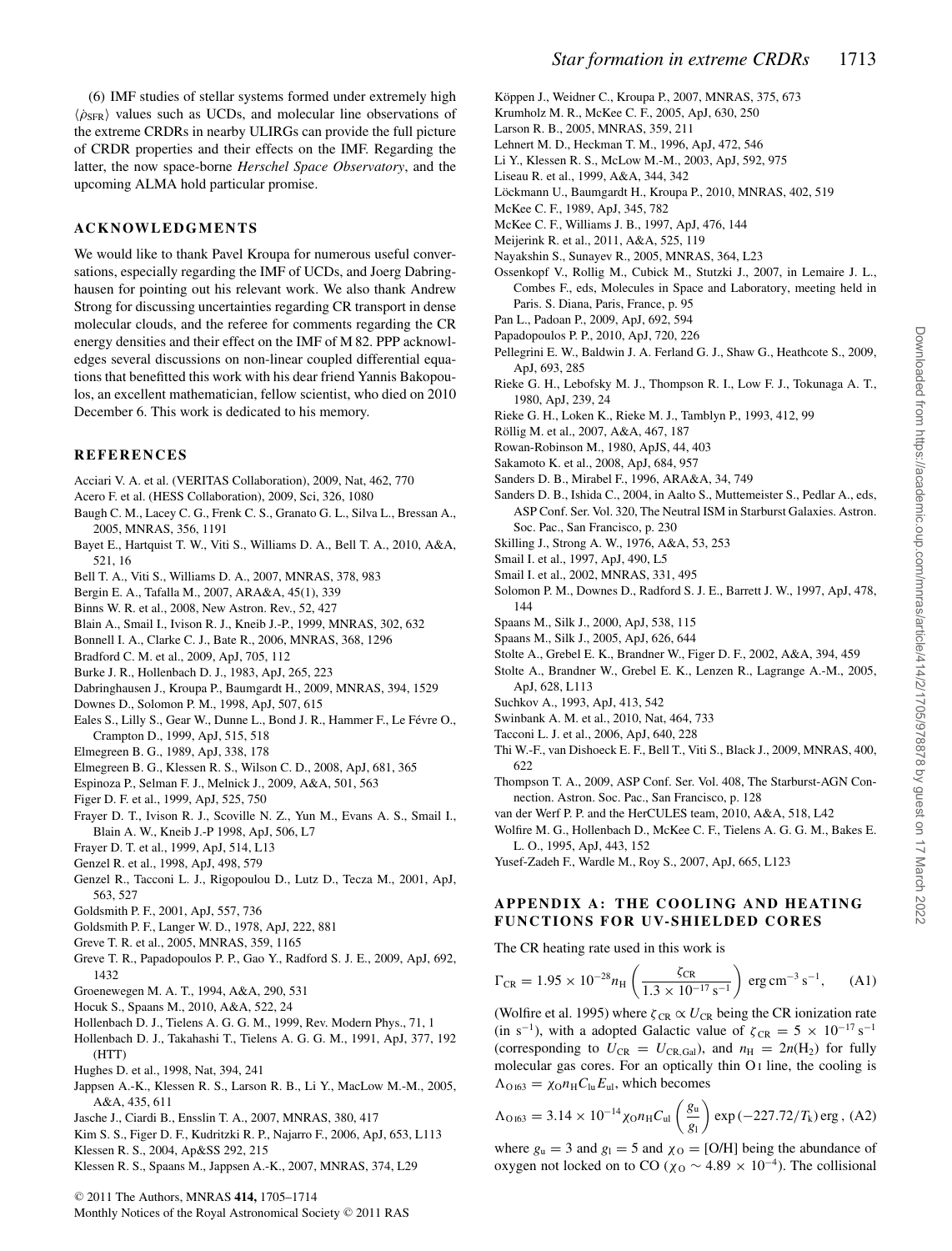(6) IMF studies of stellar systems formed under extremely high $\langle \dot{\rho}_{\rm SFR} \rangle$ values such as UCDs, and molecular line observations of the extreme CRDRs in nearby ULIRGs can provide the full picture of CRDR properties and their effects on the IMF. Regarding the latter, the now space-borne *Herschel Space Observatory*, and the upcoming ALMA hold particular promise.

## ACKNOWLEDGMENTS

We would like to thank Pavel Kroupa for numerous useful conversations, especially regarding the IMF of UCDs, and Joerg Dabringhausen for pointing out his relevant work. We also thank Andrew Strong for discussing uncertainties regarding CR transport in dense molecular clouds, and the referee for comments regarding the CR energy densities and their effect on the IMF of M 82. PPP acknowledges several discussions on non-linear coupled differential equations that benefitted this work with his dear friend Yannis Bakopoulos, an excellent mathematician, fellow scientist, who died on 2010 December 6. This work is dedicated to his memory.

## REFERENCES

Acciari V. A. et al. (VERITAS Collaboration), 2009, Nat, 462, 770
Acero F. et al. (HESS Collaboration), 2009, Sci, 326, 1080
Baugh C. M., Lacey C. G., Frenk C. S., Granato G. L., Silva L., Bressan A., 2005, MNRAS, 356, 1191
Bayet E., Hartquist T. W., Viti S., Williams D. A., Bell T. A., 2010, A&A, 521, 16
Bell T. A., Viti S., Williams D. A., 2007, MNRAS, 378, 983
Bergin E. A., Tafalla M., 2007, ARA&A, 45(1), 339
Binns W. R. et al., 2008, New Astron. Rev., 52, 427
Blain A., Smail I., Ivison R. J., Kneib J.-P., 1999, MNRAS, 302, 632
Bonnell I. A., Clarke C. J., Bate R., 2006, MNRAS, 368, 1296
Bradford C. M. et al., 2009, ApJ, 705, 112
Burke J. R., Hollenbach D. J., 1983, ApJ, 265, 223
Dabringhausen J., Kroupa P., Baumgardt H., 2009, MNRAS, 394, 1529
Downes D., Solomon P. M., 1998, ApJ, 507, 615
Eales S., Lilly S., Gear W., Dunne L., Bond J. R., Hammer F., Le Févre O., Crampton D., 1999, ApJ, 515, 518
Elmegreen B. G., 1989, ApJ, 338, 178
Elmegreen B. G., Klessen R. S., Wilson C. D., 2008, ApJ, 681, 365
Espinoza P., Selman F. J., Melnick J., 2009, A&A, 501, 563
Figer D. F. et al., 1999, ApJ, 525, 750
Frayer D. T., Ivison R. J., Scoville N. Z., Yun M., Evans A. S., Smail I., Blain A. W., Kneib J.-P 1998, ApJ, 506, L7
Frayer D. T. et al., 1999, ApJ, 514, L13
Genzel R. et al., 1998, ApJ, 498, 579
Genzel R., Tacconi L. J., Rigopoulou D., Lutz D., Tecza M., 2001, ApJ, 563, 527
Goldsmith P. F., 2001, ApJ, 557, 736
Goldsmith P. F., Langer W. D., 1978, ApJ, 222, 881
Greve T. R. et al., 2005, MNRAS, 359, 1165
Greve T. R., Papadopoulos P. P., Gao Y., Radford S. J. E., 2009, ApJ, 692, 1432
Groenewegen M. A. T., 1994, A&A, 290, 531
Hocuk S., Spaans M., 2010, A&A, 522, 24
Hollenbach D. J., Tielens A. G. G. M., 1999, Rev. Modern Phys., 71, 1
Hollenbach D. J., Takahashi T., Tielens A. G. G. M., 1991, ApJ, 377, 192 (HTT)
Hughes D. et al., 1998, Nat, 394, 241
Jappsen A.-K., Klessen R. S., Larson R. B., Li Y., MacLow M.-M., 2005, A&A, 435, 611
Jasche J., Ciardi B., Ensslin T. A., 2007, MNRAS, 380, 417
Kim S. S., Figer D. F., Kudritzki R. P., Najarro F., 2006, ApJ, 653, L113
Klessen R. S., 2004, Ap&SS 292, 215
Klessen R. S., Spaans M., Jappsen A.-K., 2007, MNRAS, 374, L29
Köppen J., Weidner C., Kroupa P., 2007, MNRAS, 375, 673
Krumholz M. R., McKee C. F., 2005, ApJ, 630, 250
Larson R. B., 2005, MNRAS, 359, 211
Lehnert M. D., Heckman T. M., 1996, ApJ, 472, 546
Li Y., Klessen R. S., McLow M.-M., 2003, ApJ, 592, 975
Liseau R. et al., 1999, A&A, 344, 342
Löckmann U., Baumgardt H., Kroupa P., 2010, MNRAS, 402, 519
McKee C. F., 1989, ApJ, 345, 782
McKee C. F., Williams J. B., 1997, ApJ, 476, 144
Meijerink R. et al., 2011, A&A, 525, 119
Nayakshin S., Sunayev R., 2005, MNRAS, 364, L23
Ossenkopf V., Rollig M., Cubick M., Stutzki J., 2007, in Lemaire J. L., Combes F., eds, Molecules in Space and Laboratory, meeting held in Paris. S. Diana, Paris, France, p. 95
Pan L., Padoan P., 2009, ApJ, 692, 594
Papadopoulos P. P., 2010, ApJ, 720, 226
Pellegrini E. W., Baldwin J. A. Ferland G. J., Shaw G., Heathcote S., 2009, ApJ, 693, 285
Rieke G. H., Lebofsky M. J., Thompson R. I., Low F. J., Tokunaga A. T., 1980, ApJ, 239, 24
Rieke G. H., Loken K., Rieke M. J., Tamblyn P., 1993, 412, 99
Röllig M. et al., 2007, A&A, 467, 187
Rowan-Robinson M., 1980, ApJS, 44, 403
Sakamoto K. et al., 2008, ApJ, 684, 957
Sanders D. B., Mirabel F., 1996, ARA&A, 34, 749
Sanders D. B., Ishida C., 2004, in Aalto S., Muttemeister S., Pedlar A., eds, ASP Conf. Ser. Vol. 320, The Neutral ISM in Starburst Galaxies. Astron. Soc. Pac., San Francisco, p. 230
Skilling J., Strong A. W., 1976, A&A, 53, 253
Smail I. et al., 1997, ApJ, 490, L5
Smail I. et al., 2002, MNRAS, 331, 495
Solomon P. M., Downes D., Radford S. J. E., Barrett J. W., 1997, ApJ, 478, 144
Spaans M., Silk J., 2000, ApJ, 538, 115
Spaans M., Silk J., 2005, ApJ, 626, 644
Stolte A., Grebel E. K., Brandner W., Figer D. F., 2002, A&A, 394, 459
Stolte A., Brandner W., Grebel E. K., Lenzen R., Lagrange A.-M., 2005, ApJ, 628, L113
Suchkov A., 1993, ApJ, 413, 542
Swinbank A. M. et al., 2010, Nat, 464, 733
Tacconi L. J. et al., 2006, ApJ, 640, 228
Thi W.-F., van Dishoeck E. F., Bell T., Viti S., Black J., 2009, MNRAS, 400, 622
Thompson T. A., 2009, ASP Conf. Ser. Vol. 408, The Starburst-AGN Connection. Astron. Soc. Pac., San Francisco, p. 128
van der Werf P. P. and the HerCULES team, 2010, A&A, 518, L42
Wolfire M. G., Hollenbach D., McKee C. F., Tielens A. G. G. M., Bakes E. L. O., 1995, ApJ, 443, 152
Yusef-Zadeh F., Wardle M., Roy S., 2007, ApJ, 665, L123

## APPENDIX A: THE COOLING AND HEATING FUNCTIONS FOR UV-SHIELDED CORES

The CR heating rate used in this work is

$$\Gamma_{\rm CR} = 1.95 \times 10^{-28} n_{\rm H} \left( \frac{\zeta_{\rm CR}}{1.3 \times 10^{-17}\,{\rm s}^{-1}} \right) {\rm erg\,cm^{-3}\,s^{-1}}, \qquad ({\rm A1})$$

(Wolfire et al. 1995) where $\zeta_{\rm CR} \propto U_{\rm CR}$ being the CR ionization rate (in $\rm s^{-1}$), with a adopted Galactic value of $\zeta_{\rm CR} = 5 \times 10^{-17}\,{\rm s}^{-1}$ (corresponding to $U_{\rm CR} = U_{\rm CR,Gal}$), and $n_{\rm H} = 2n({\rm H_2})$ for fully molecular gas cores. For an optically thin O I line, the cooling is $\Lambda_{\rm O\,I\,63} = \chi_{\rm O} n_{\rm H} C_{\rm lu} E_{\rm ul}$, which becomes

$$\Lambda_{\rm O\,I\,63} = 3.14 \times 10^{-14} \chi_{\rm O} n_{\rm H} C_{\rm ul} \left( \frac{g_{\rm u}}{g_{\rm l}} \right) \exp\left(-227.72/T_{\rm k}\right) {\rm erg}\,, \quad ({\rm A2})$$

where $g_{\rm u} = 3$ and $g_{\rm l} = 5$ and $\chi_{\rm O} = [{\rm O/H}]$ being the abundance of oxygen not locked on to CO ($\chi_{\rm O} \sim 4.89 \times 10^{-4}$). The collisional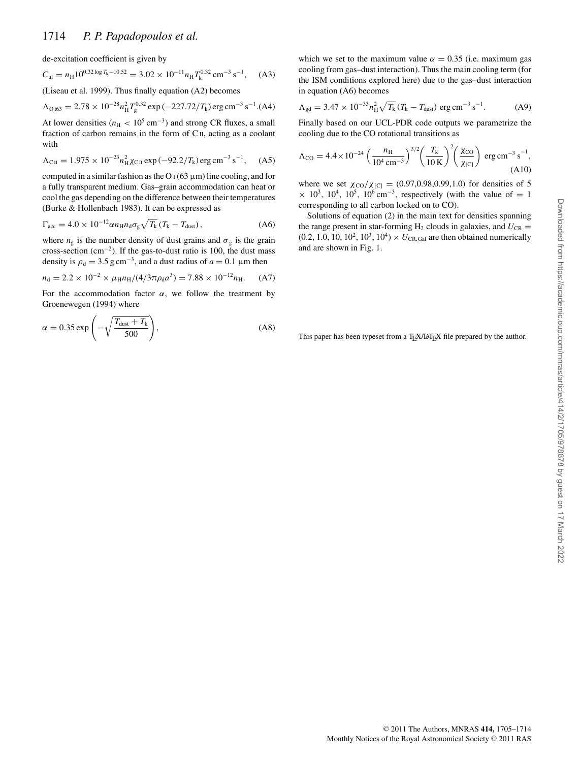de-excitation coefficient is given by

$$C_{\rm ul} = n_{\rm H} 10^{0.32 \log T_{\rm k} - 10.52} = 3.02 \times 10^{-11} n_{\rm H} T_{\rm k}^{0.32}\,{\rm cm^{-3}\,s^{-1}}, \quad \text{(A3)}$$

(Liseau et al. 1999). Thus finally equation (A2) becomes

$$\Lambda_{\rm O\,I\,63} = 2.78 \times 10^{-28} n_{\rm H}^2 T_{\rm g}^{0.32} \exp(-227.72/T_{\rm k})\,{\rm erg\,cm^{-3}\,s^{-1}}. \quad \text{(A4)}$$

At lower densities ($n_{\rm H} < 10^5\,{\rm cm^{-3}}$) and strong CR fluxes, a small fraction of carbon remains in the form of C II, acting as a coolant with

$$\Lambda_{\rm C\,II} = 1.975 \times 10^{-23} n_{\rm H}^2 \chi_{\rm C\,II} \exp(-92.2/T_{\rm k})\,{\rm erg\,cm^{-3}\,s^{-1}}, \quad \text{(A5)}$$

computed in a similar fashion as the O I (63 μm) line cooling, and for a fully transparent medium. Gas–grain accommodation can heat or cool the gas depending on the difference between their temperatures (Burke & Hollenbach 1983). It can be expressed as

$$\Gamma_{\rm acc} = 4.0 \times 10^{-12} \alpha n_{\rm H} n_{\rm d} \sigma_{\rm g} \sqrt{T_{\rm k}} (T_{\rm k} - T_{\rm dust}), \quad \text{(A6)}$$

where $n_{\rm g}$ is the number density of dust grains and $\sigma_{\rm g}$ is the grain cross-section (${\rm cm^{-2}}$). If the gas-to-dust ratio is 100, the dust mass density is $\rho_{\rm d} = 3.5\,{\rm g\,cm^{-3}}$, and a dust radius of $a = 0.1$ μm then

$$n_{\rm d} = 2.2 \times 10^{-2} \times \mu_{\rm H} n_{\rm H} / (4/3 \pi \rho_{\rm d} a^3) = 7.88 \times 10^{-12} n_{\rm H}. \quad \text{(A7)}$$

For the accommodation factor $\alpha$, we follow the treatment by Groenewegen (1994) where

$$\alpha = 0.35 \exp\left(-\sqrt{\frac{T_{\rm dust} + T_{\rm k}}{500}}\right), \quad \text{(A8)}$$

which we set to the maximum value $\alpha = 0.35$ (i.e. maximum gas cooling from gas–dust interaction). Thus the main cooling term (for the ISM conditions explored here) due to the gas–dust interaction in equation (A6) becomes

$$\Lambda_{\rm gd} = 3.47 \times 10^{-33} n_{\rm H}^2 \sqrt{T_{\rm k}} (T_{\rm k} - T_{\rm dust})\,{\rm erg\,cm^{-3}\,s^{-1}}. \quad \text{(A9)}$$

Finally based on our UCL-PDR code outputs we parametrize the cooling due to the CO rotational transitions as

$$\Lambda_{\rm CO} = 4.4 \times 10^{-24} \left(\frac{n_{\rm H}}{10^4\,{\rm cm^{-3}}}\right)^{3/2} \left(\frac{T_{\rm k}}{10\,{\rm K}}\right)^2 \left(\frac{\chi_{\rm CO}}{\chi_{\rm [C]}}\right)\,{\rm erg\,cm^{-3}\,s^{-1}}, \quad \text{(A10)}$$

where we set $\chi_{\rm CO}/\chi_{\rm [C]} = (0.97, 0.98, 0.99, 1.0)$ for densities of $5 \times 10^3$, $10^4$, $10^5$, $10^6\,{\rm cm^{-3}}$, respectively (with the value of = 1 corresponding to all carbon locked on to CO).

Solutions of equation (2) in the main text for densities spanning the range present in star-forming $H_2$ clouds in galaxies, and $U_{\rm CR} = (0.2, 1.0, 10, 10^2, 10^3, 10^4) \times U_{\rm CR,Gal}$ are then obtained numerically and are shown in Fig. 1.

This paper has been typeset from a TEX/LATEX file prepared by the author.